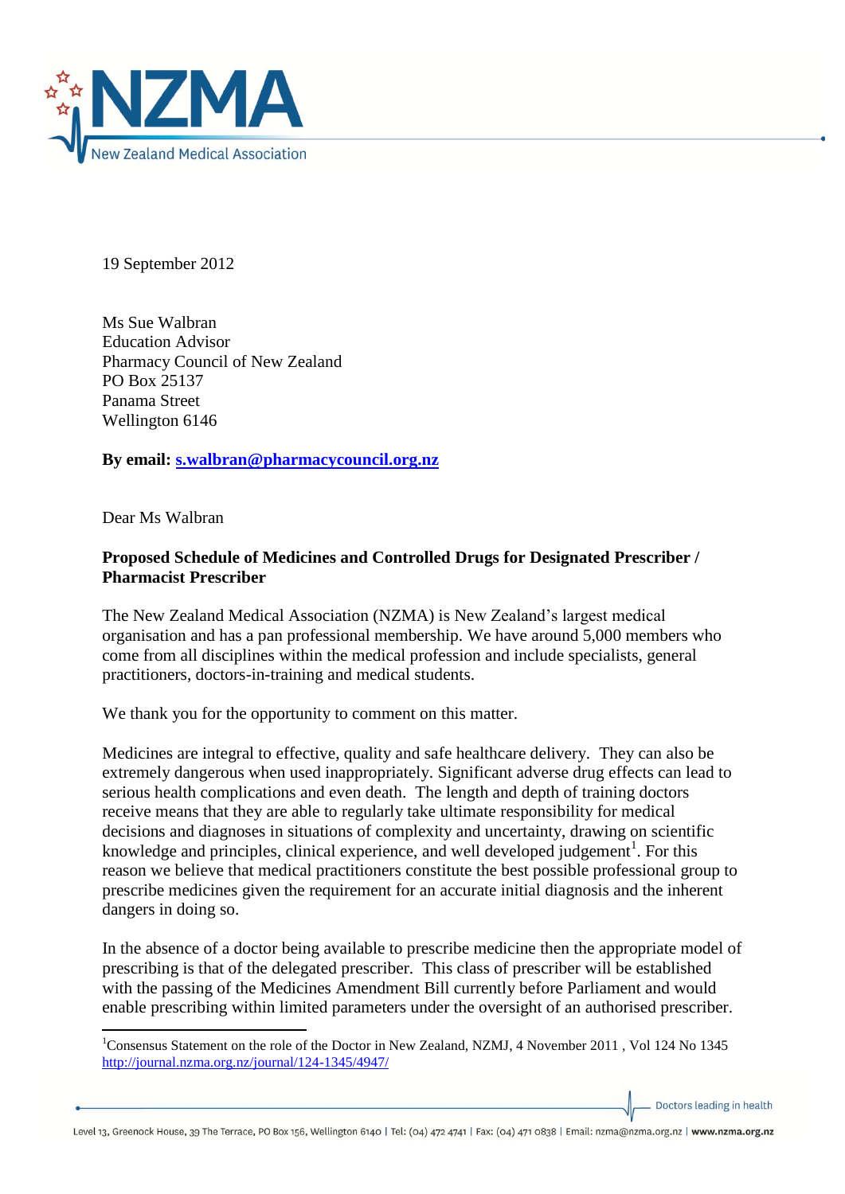19 September 2012

Ms Sue Walbran
Education Advisor
Pharmacy Council of New Zealand
PO Box 25137
Panama Street
Wellington 6146

**By email: s.walbran@pharmacycouncil.org.nz**

Dear Ms Walbran

**Proposed Schedule of Medicines and Controlled Drugs for Designated Prescriber / Pharmacist Prescriber**

The New Zealand Medical Association (NZMA) is New Zealand's largest medical organisation and has a pan professional membership. We have around 5,000 members who come from all disciplines within the medical profession and include specialists, general practitioners, doctors-in-training and medical students.

We thank you for the opportunity to comment on this matter.

Medicines are integral to effective, quality and safe healthcare delivery. They can also be extremely dangerous when used inappropriately. Significant adverse drug effects can lead to serious health complications and even death. The length and depth of training doctors receive means that they are able to regularly take ultimate responsibility for medical decisions and diagnoses in situations of complexity and uncertainty, drawing on scientific knowledge and principles, clinical experience, and well developed judgement[1]. For this reason we believe that medical practitioners constitute the best possible professional group to prescribe medicines given the requirement for an accurate initial diagnosis and the inherent dangers in doing so.

In the absence of a doctor being available to prescribe medicine then the appropriate model of prescribing is that of the delegated prescriber. This class of prescriber will be established with the passing of the Medicines Amendment Bill currently before Parliament and would enable prescribing within limited parameters under the oversight of an authorised prescriber.

[1] Consensus Statement on the role of the Doctor in New Zealand, NZMJ, 4 November 2011 , Vol 124 No 1345 http://journal.nzma.org.nz/journal/124-1345/4947/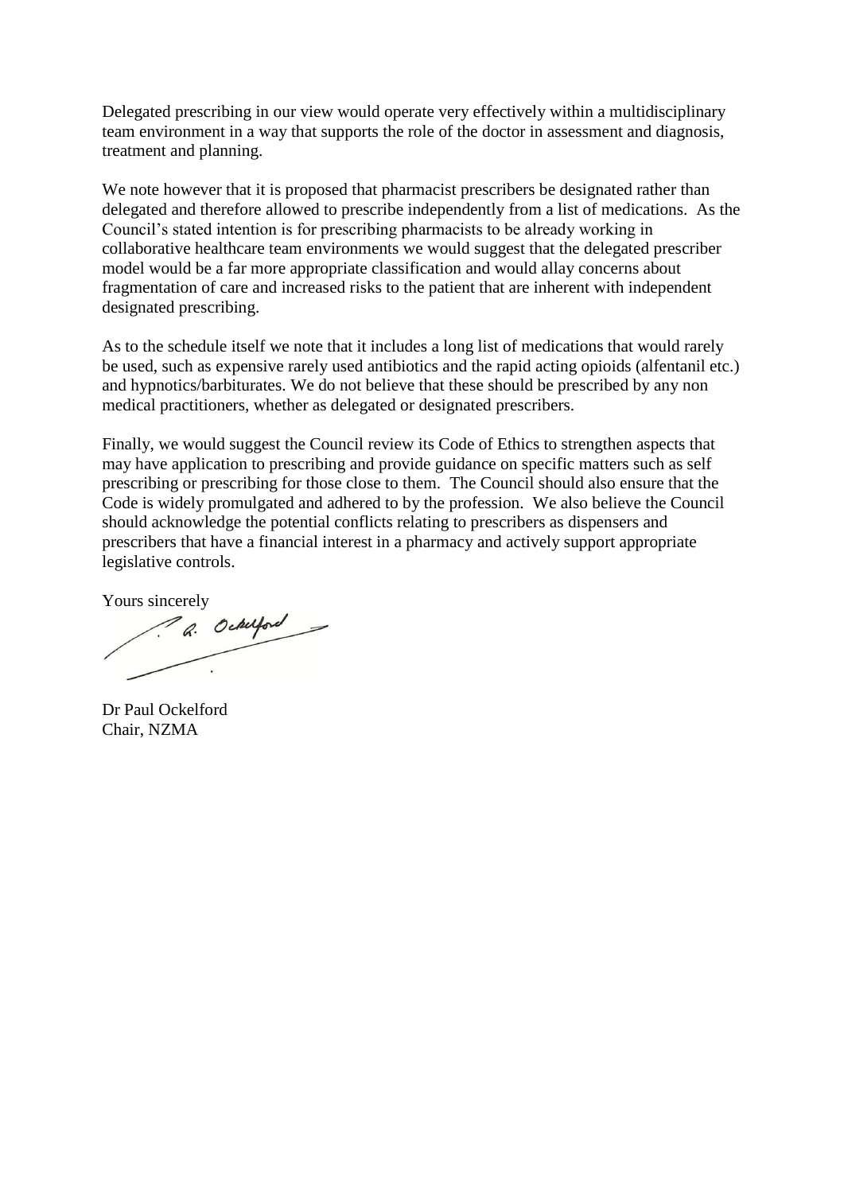Delegated prescribing in our view would operate very effectively within a multidisciplinary team environment in a way that supports the role of the doctor in assessment and diagnosis, treatment and planning.

We note however that it is proposed that pharmacist prescribers be designated rather than delegated and therefore allowed to prescribe independently from a list of medications. As the Council's stated intention is for prescribing pharmacists to be already working in collaborative healthcare team environments we would suggest that the delegated prescriber model would be a far more appropriate classification and would allay concerns about fragmentation of care and increased risks to the patient that are inherent with independent designated prescribing.

As to the schedule itself we note that it includes a long list of medications that would rarely be used, such as expensive rarely used antibiotics and the rapid acting opioids (alfentanil etc.) and hypnotics/barbiturates. We do not believe that these should be prescribed by any non medical practitioners, whether as delegated or designated prescribers.

Finally, we would suggest the Council review its Code of Ethics to strengthen aspects that may have application to prescribing and provide guidance on specific matters such as self prescribing or prescribing for those close to them. The Council should also ensure that the Code is widely promulgated and adhered to by the profession. We also believe the Council should acknowledge the potential conflicts relating to prescribers as dispensers and prescribers that have a financial interest in a pharmacy and actively support appropriate legislative controls.

Yours sincerely

P. Q. Ockelford

Dr Paul Ockelford
Chair, NZMA